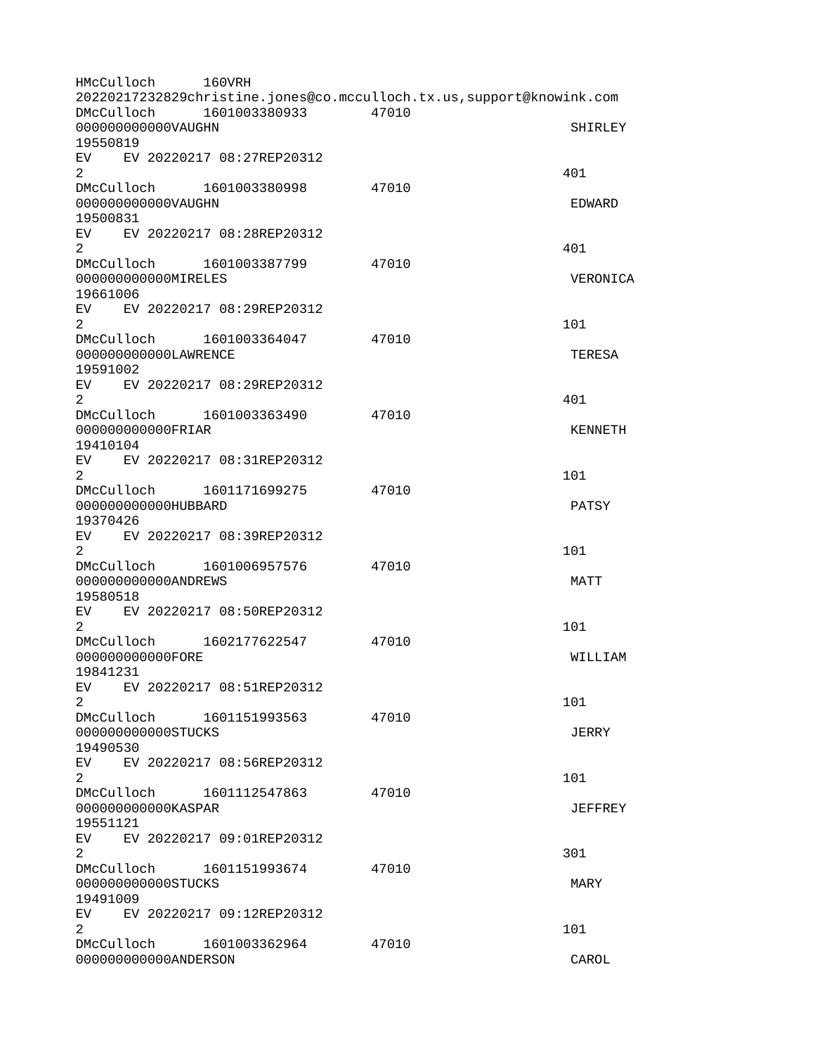```
HMcCulloch      160VRH
20220217232829christine.jones@co.mcculloch.tx.us,support@knowink.com
DMcCulloch      1601003380933       47010
000000000000VAUGHN                                              SHIRLEY
19550819
EV    EV 20220217 08:27REP20312
2                                                              401
DMcCulloch      1601003380998       47010
000000000000VAUGHN                                              EDWARD
19500831
EV    EV 20220217 08:28REP20312
2                                                              401
DMcCulloch      1601003387799       47010
000000000000MIRELES                                             VERONICA
19661006
EV    EV 20220217 08:29REP20312
2                                                              101
DMcCulloch      1601003364047       47010
000000000000LAWRENCE                                            TERESA
19591002
EV    EV 20220217 08:29REP20312
2                                                              401
DMcCulloch      1601003363490       47010
000000000000FRIAR                                               KENNETH
19410104
EV    EV 20220217 08:31REP20312
2                                                              101
DMcCulloch      1601171699275       47010
000000000000HUBBARD                                             PATSY
19370426
EV    EV 20220217 08:39REP20312
2                                                              101
DMcCulloch      1601006957576       47010
000000000000ANDREWS                                             MATT
19580518
EV    EV 20220217 08:50REP20312
2                                                              101
DMcCulloch      1602177622547       47010
000000000000FORE                                                WILLIAM
19841231
EV    EV 20220217 08:51REP20312
2                                                              101
DMcCulloch      1601151993563       47010
000000000000STUCKS                                              JERRY
19490530
EV    EV 20220217 08:56REP20312
2                                                              101
DMcCulloch      1601112547863       47010
000000000000KASPAR                                              JEFFREY
19551121
EV    EV 20220217 09:01REP20312
2                                                              301
DMcCulloch      1601151993674       47010
000000000000STUCKS                                              MARY
19491009
EV    EV 20220217 09:12REP20312
2                                                              101
DMcCulloch      1601003362964       47010
000000000000ANDERSON                                            CAROL
```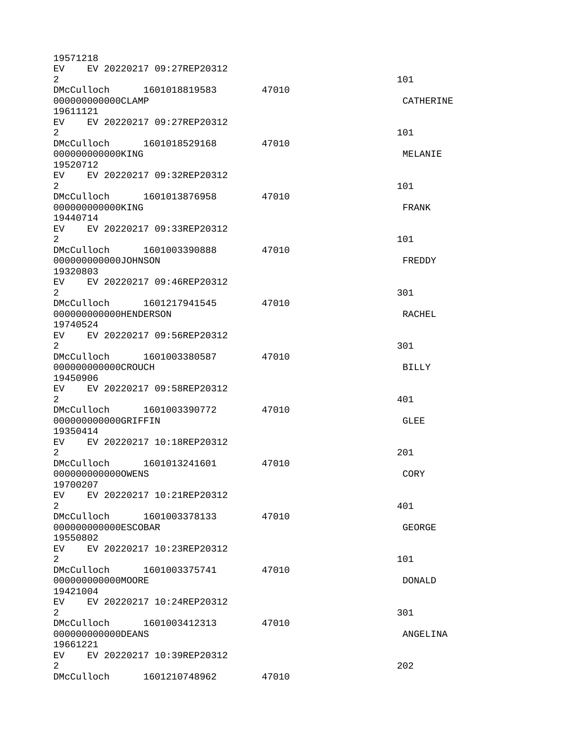```
19571218
EV    EV 20220217 09:27REP20312
2                                                                 101
DMcCulloch      1601018819583       47010
000000000000CLAMP                                                  CATHERINE
19611121
EV    EV 20220217 09:27REP20312
2                                                                 101
DMcCulloch      1601018529168       47010
000000000000KING                                                   MELANIE
19520712
EV    EV 20220217 09:32REP20312
2                                                                 101
DMcCulloch      1601013876958       47010
000000000000KING                                                   FRANK
19440714
EV    EV 20220217 09:33REP20312
2                                                                 101
DMcCulloch      1601003390888       47010
000000000000JOHNSON                                                FREDDY
19320803
EV    EV 20220217 09:46REP20312
2                                                                 301
DMcCulloch      1601217941545       47010
000000000000HENDERSON                                              RACHEL
19740524
EV    EV 20220217 09:56REP20312
2                                                                 301
DMcCulloch      1601003380587       47010
000000000000CROUCH                                                 BILLY
19450906
EV    EV 20220217 09:58REP20312
2                                                                 401
DMcCulloch      1601003390772       47010
000000000000GRIFFIN                                                GLEE
19350414
EV    EV 20220217 10:18REP20312
2                                                                 201
DMcCulloch      1601013241601       47010
000000000000OWENS                                                  CORY
19700207
EV    EV 20220217 10:21REP20312
2                                                                 401
DMcCulloch      1601003378133       47010
000000000000ESCOBAR                                                GEORGE
19550802
EV    EV 20220217 10:23REP20312
2                                                                 101
DMcCulloch      1601003375741       47010
000000000000MOORE                                                  DONALD
19421004
EV    EV 20220217 10:24REP20312
2                                                                 301
DMcCulloch      1601003412313       47010
000000000000DEANS                                                  ANGELINA
19661221
EV    EV 20220217 10:39REP20312
2                                                                 202
DMcCulloch      1601210748962       47010
```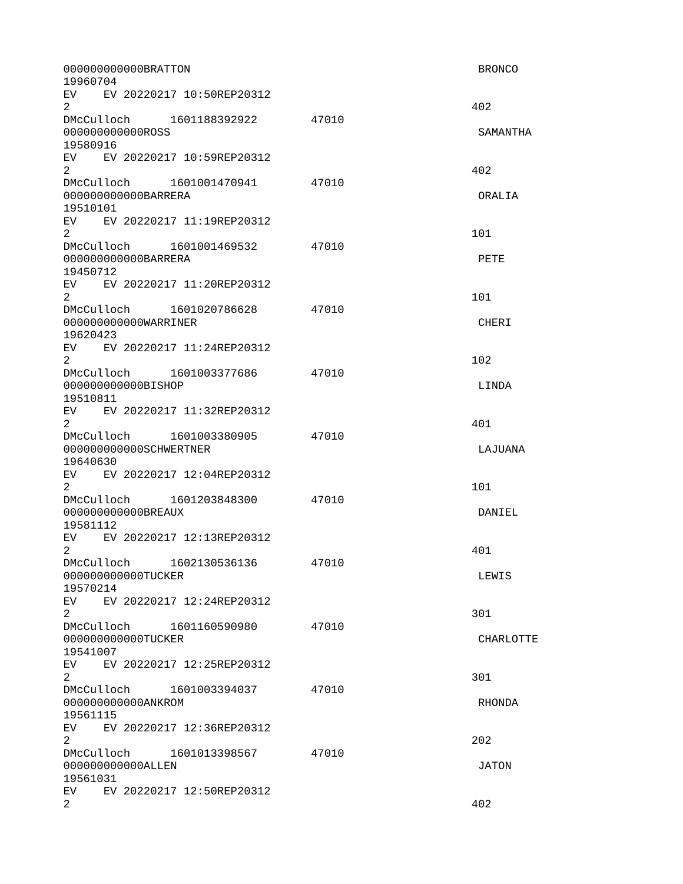```
000000000000BRATTON                                                   BRONCO
19960704
EV    EV 20220217 10:50REP20312
2                                                                    402
DMcCulloch      1601188392922       47010
000000000000ROSS                                                      SAMANTHA
19580916
EV    EV 20220217 10:59REP20312
2                                                                    402
DMcCulloch      1601001470941       47010
000000000000BARRERA                                                   ORALIA
19510101
EV    EV 20220217 11:19REP20312
2                                                                    101
DMcCulloch      1601001469532       47010
000000000000BARRERA                                                   PETE
19450712
EV    EV 20220217 11:20REP20312
2                                                                    101
DMcCulloch      1601020786628       47010
000000000000WARRINER                                                  CHERI
19620423
EV    EV 20220217 11:24REP20312
2                                                                    102
DMcCulloch      1601003377686       47010
000000000000BISHOP                                                    LINDA
19510811
EV    EV 20220217 11:32REP20312
2                                                                    401
DMcCulloch      1601003380905       47010
000000000000SCHWERTNER                                                LAJUANA
19640630
EV    EV 20220217 12:04REP20312
2                                                                    101
DMcCulloch      1601203848300       47010
000000000000BREAUX                                                    DANIEL
19581112
EV    EV 20220217 12:13REP20312
2                                                                    401
DMcCulloch      1602130536136       47010
000000000000TUCKER                                                    LEWIS
19570214
EV    EV 20220217 12:24REP20312
2                                                                    301
DMcCulloch      1601160590980       47010
000000000000TUCKER                                                    CHARLOTTE
19541007
EV    EV 20220217 12:25REP20312
2                                                                    301
DMcCulloch      1601003394037       47010
000000000000ANKROM                                                    RHONDA
19561115
EV    EV 20220217 12:36REP20312
2                                                                    202
DMcCulloch      1601013398567       47010
000000000000ALLEN                                                     JATON
19561031
EV    EV 20220217 12:50REP20312
2                                                                    402
```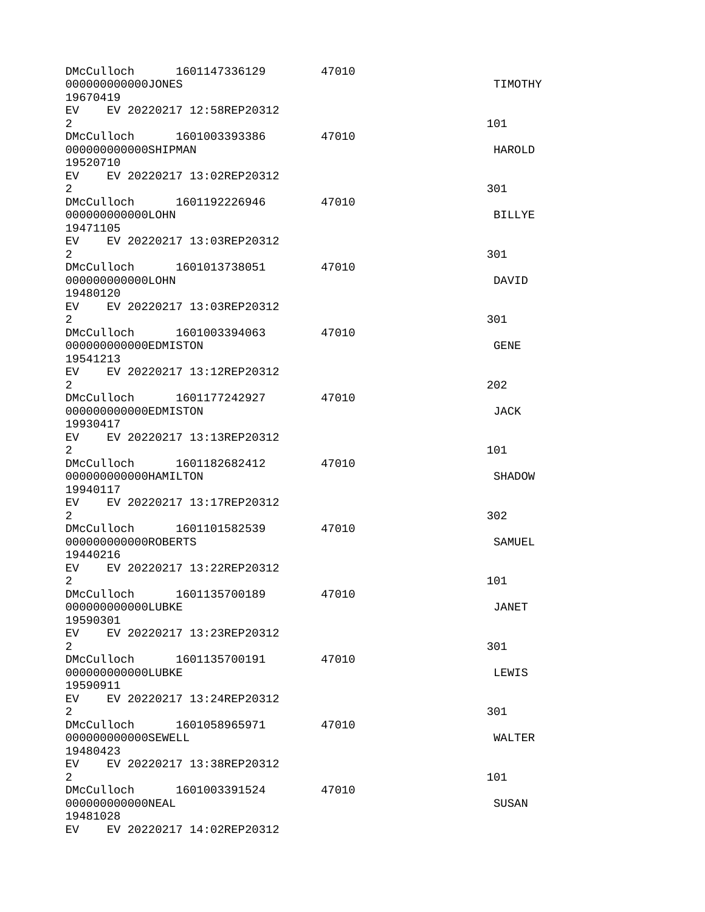```
DMcCulloch      1601147336129       47010
000000000000JONES                                                       TIMOTHY
19670419
EV    EV 20220217 12:58REP20312
2                                                                      101
DMcCulloch      1601003393386       47010
000000000000SHIPMAN                                                     HAROLD
19520710
EV    EV 20220217 13:02REP20312
2                                                                      301
DMcCulloch      1601192226946       47010
000000000000LOHN                                                        BILLYE
19471105
EV    EV 20220217 13:03REP20312
2                                                                      301
DMcCulloch      1601013738051       47010
000000000000LOHN                                                        DAVID
19480120
EV    EV 20220217 13:03REP20312
2                                                                      301
DMcCulloch      1601003394063       47010
000000000000EDMISTON                                                    GENE
19541213
EV    EV 20220217 13:12REP20312
2                                                                      202
DMcCulloch      1601177242927       47010
000000000000EDMISTON                                                    JACK
19930417
EV    EV 20220217 13:13REP20312
2                                                                      101
DMcCulloch      1601182682412       47010
000000000000HAMILTON                                                    SHADOW
19940117
EV    EV 20220217 13:17REP20312
2                                                                      302
DMcCulloch      1601101582539       47010
000000000000ROBERTS                                                     SAMUEL
19440216
EV    EV 20220217 13:22REP20312
2                                                                      101
DMcCulloch      1601135700189       47010
000000000000LUBKE                                                       JANET
19590301
EV    EV 20220217 13:23REP20312
2                                                                      301
DMcCulloch      1601135700191       47010
000000000000LUBKE                                                       LEWIS
19590911
EV    EV 20220217 13:24REP20312
2                                                                      301
DMcCulloch      1601058965971       47010
000000000000SEWELL                                                      WALTER
19480423
EV    EV 20220217 13:38REP20312
2                                                                      101
DMcCulloch      1601003391524       47010
000000000000NEAL                                                        SUSAN
19481028
EV    EV 20220217 14:02REP20312
```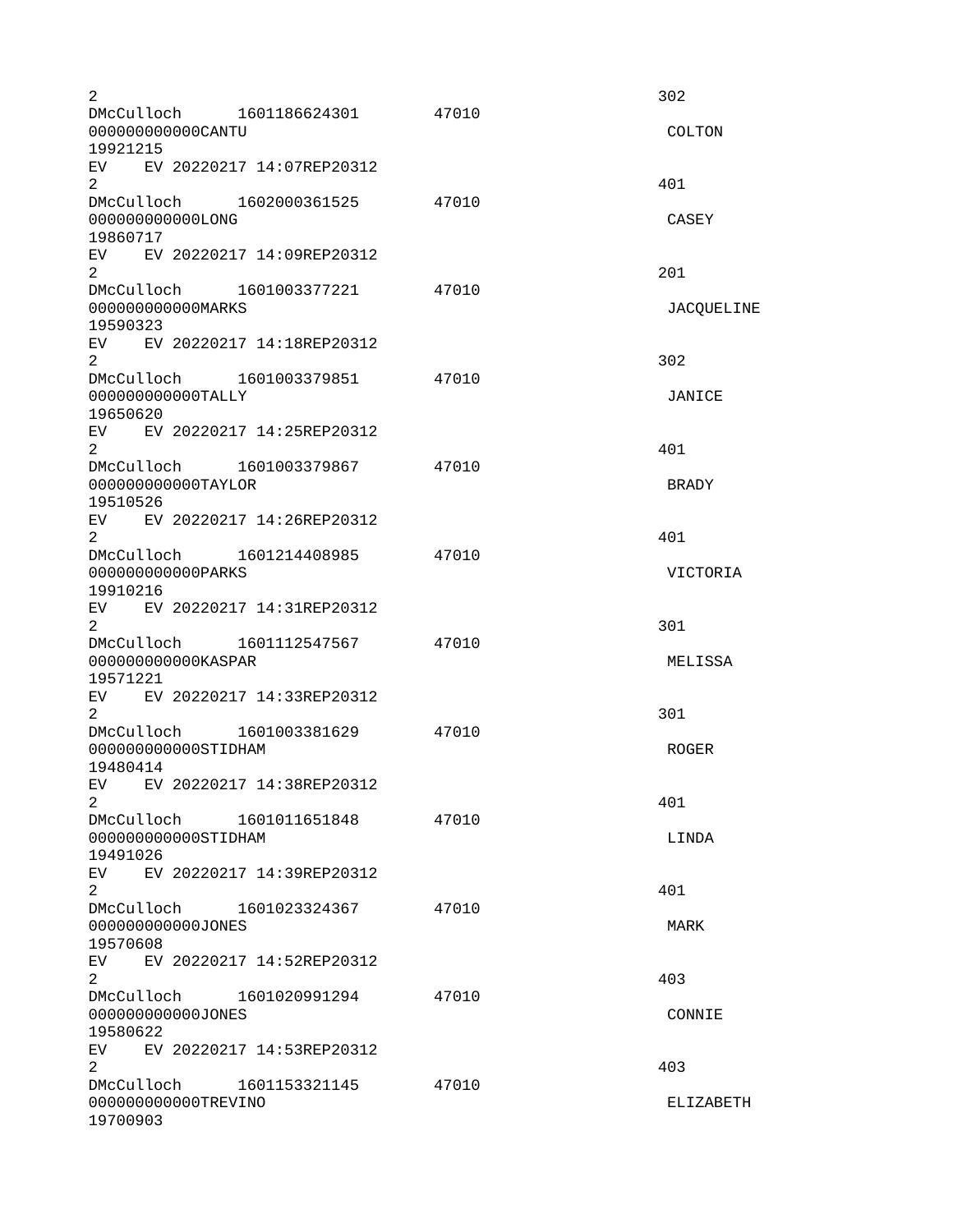```
2                                                                       302
DMcCulloch      1601186624301       47010
000000000000CANTU                                                        COLTON
19921215
EV    EV 20220217 14:07REP20312
2                                                                       401
DMcCulloch      1602000361525       47010
000000000000LONG                                                         CASEY
19860717
EV    EV 20220217 14:09REP20312
2                                                                       201
DMcCulloch      1601003377221       47010
000000000000MARKS                                                        JACQUELINE
19590323
EV    EV 20220217 14:18REP20312
2                                                                       302
DMcCulloch      1601003379851       47010
000000000000TALLY                                                        JANICE
19650620
EV    EV 20220217 14:25REP20312
2                                                                       401
DMcCulloch      1601003379867       47010
000000000000TAYLOR                                                       BRADY
19510526
EV    EV 20220217 14:26REP20312
2                                                                       401
DMcCulloch      1601214408985       47010
000000000000PARKS                                                        VICTORIA
19910216
EV    EV 20220217 14:31REP20312
2                                                                       301
DMcCulloch      1601112547567       47010
000000000000KASPAR                                                       MELISSA
19571221
EV    EV 20220217 14:33REP20312
2                                                                       301
DMcCulloch      1601003381629       47010
000000000000STIDHAM                                                      ROGER
19480414
EV    EV 20220217 14:38REP20312
2                                                                       401
DMcCulloch      1601011651848       47010
000000000000STIDHAM                                                      LINDA
19491026
EV    EV 20220217 14:39REP20312
2                                                                       401
DMcCulloch      1601023324367       47010
000000000000JONES                                                        MARK
19570608
EV    EV 20220217 14:52REP20312
2                                                                       403
DMcCulloch      1601020991294       47010
000000000000JONES                                                        CONNIE
19580622
EV    EV 20220217 14:53REP20312
2                                                                       403
DMcCulloch      1601153321145       47010
000000000000TREVINO                                                      ELIZABETH
19700903
```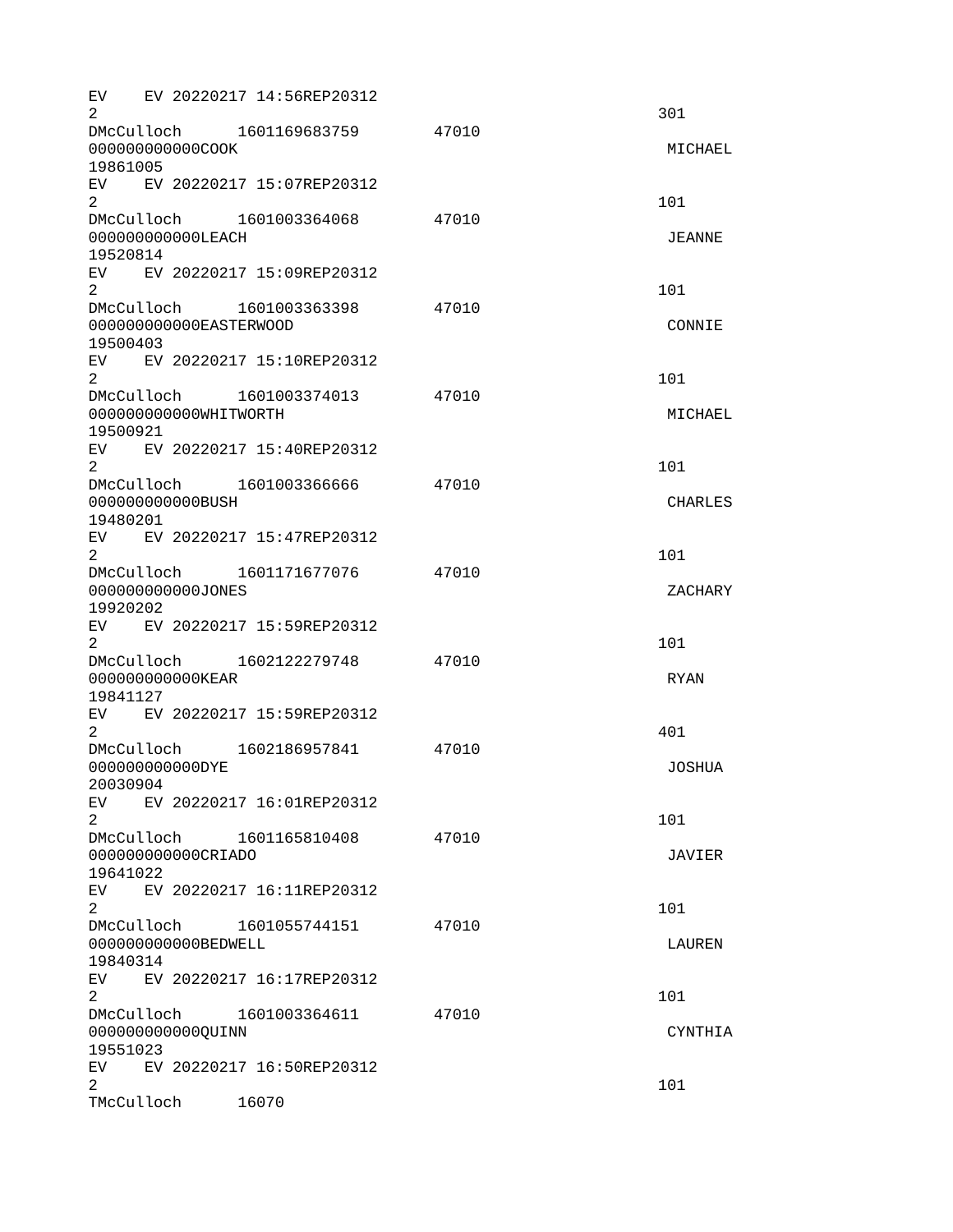```
EV    EV 20220217 14:56REP20312
2                                                                   301
DMcCulloch     1601169683759       47010
000000000000COOK                                                     MICHAEL
19861005
EV    EV 20220217 15:07REP20312
2                                                                   101
DMcCulloch     1601003364068       47010
000000000000LEACH                                                    JEANNE
19520814
EV    EV 20220217 15:09REP20312
2                                                                   101
DMcCulloch     1601003363398       47010
000000000000EASTERWOOD                                               CONNIE
19500403
EV    EV 20220217 15:10REP20312
2                                                                   101
DMcCulloch     1601003374013       47010
000000000000WHITWORTH                                                MICHAEL
19500921
EV    EV 20220217 15:40REP20312
2                                                                   101
DMcCulloch     1601003366666       47010
000000000000BUSH                                                     CHARLES
19480201
EV    EV 20220217 15:47REP20312
2                                                                   101
DMcCulloch     1601171677076       47010
000000000000JONES                                                    ZACHARY
19920202
EV    EV 20220217 15:59REP20312
2                                                                   101
DMcCulloch     1602122279748       47010
000000000000KEAR                                                     RYAN
19841127
EV    EV 20220217 15:59REP20312
2                                                                   401
DMcCulloch     1602186957841       47010
000000000000DYE                                                      JOSHUA
20030904
EV    EV 20220217 16:01REP20312
2                                                                   101
DMcCulloch     1601165810408       47010
000000000000CRIADO                                                   JAVIER
19641022
EV    EV 20220217 16:11REP20312
2                                                                   101
DMcCulloch     1601055744151       47010
000000000000BEDWELL                                                  LAUREN
19840314
EV    EV 20220217 16:17REP20312
2                                                                   101
DMcCulloch     1601003364611       47010
000000000000QUINN                                                    CYNTHIA
19551023
EV    EV 20220217 16:50REP20312
2                                                                   101
TMcCulloch     16070
```